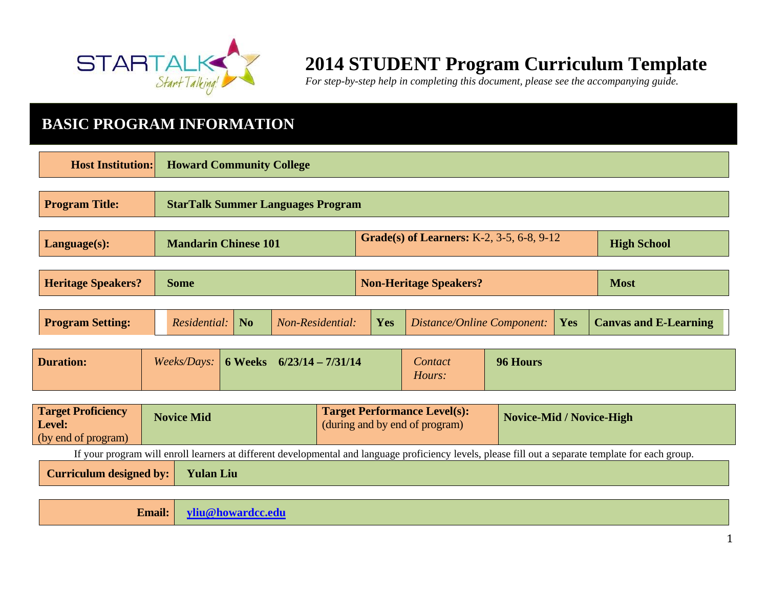# 2014 STUDENT Program Curriculum Template

*For step-by-step help in completing this document, please see the accompanying guide.*

## BASIC PROGRAM INFORMATION

| | |
|---|---|
| **Host Institution:** | **Howard Community College** |

| | |
|---|---|
| **Program Title:** | **StarTalk Summer Languages Program** |

| | | | |
|---|---|---|---|
| **Language(s):** | **Mandarin Chinese 101** | **Grade(s) of Learners:** K-2, 3-5, 6-8, 9-12 | **High School** |

| | | | |
|---|---|---|---|
| **Heritage Speakers?** | **Some** | **Non-Heritage Speakers?** | **Most** |

| | | | | | | | |
|---|---|---|---|---|---|---|---|
| **Program Setting:** | *Residential:* | **No** | *Non-Residential:* | **Yes** | *Distance/Online Component:* | **Yes** | **Canvas and E-Learning** |

| | | | | |
|---|---|---|---|---|
| **Duration:** | *Weeks/Days:* | **6 Weeks 6/23/14 – 7/31/14** | *Contact Hours:* | **96 Hours** |

| | | | |
|---|---|---|---|
| **Target Proficiency Level:** (by end of program) | **Novice Mid** | **Target Performance Level(s):** (during and by end of program) | **Novice-Mid / Novice-High** |

If your program will enroll learners at different developmental and language proficiency levels, please fill out a separate template for each group.

| | |
|---|---|
| **Curriculum designed by:** | **Yulan Liu** |

| | |
|---|---|
| **Email:** | **yliu@howardcc.edu** |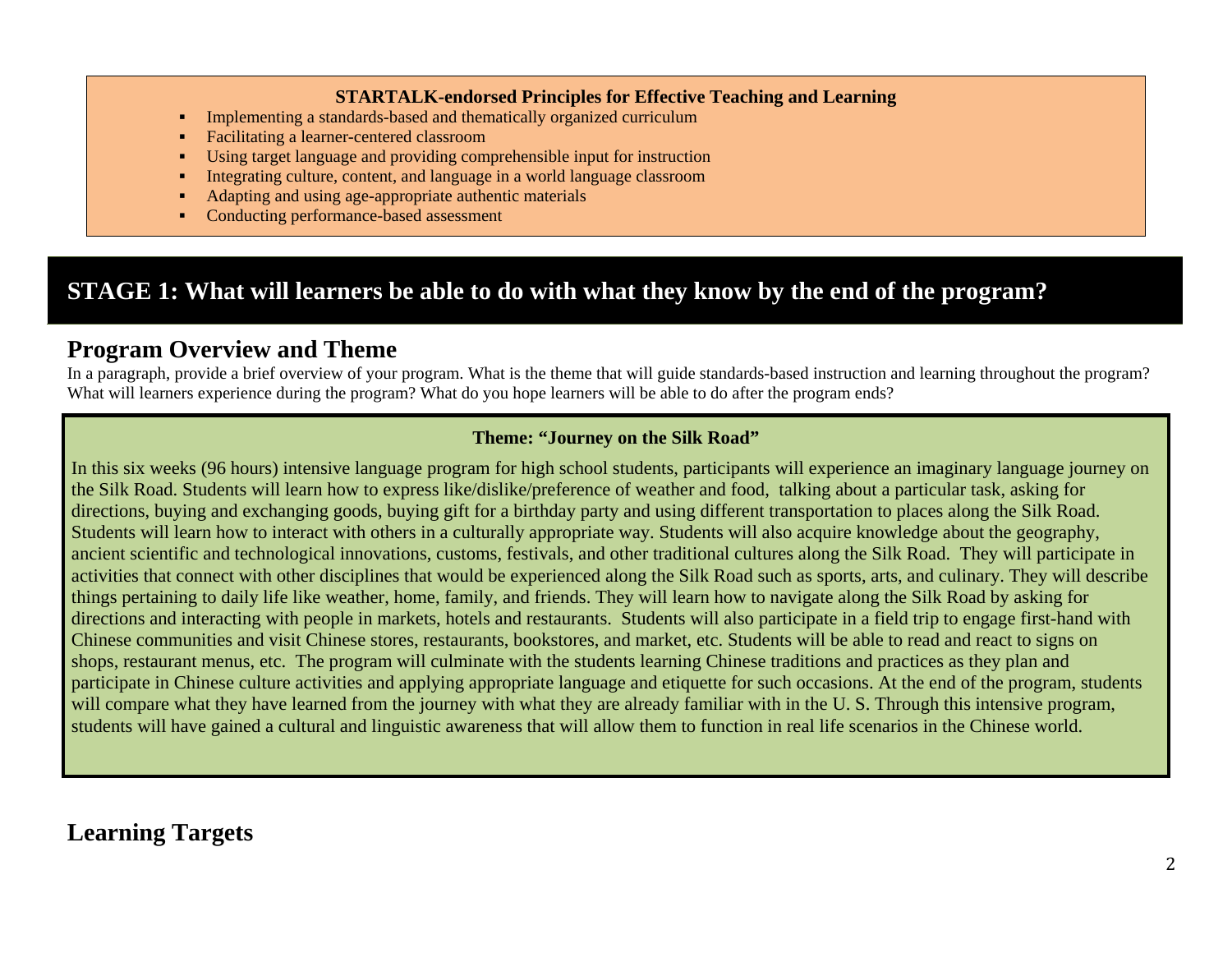**STARTALK-endorsed Principles for Effective Teaching and Learning**

- Implementing a standards-based and thematically organized curriculum
- Facilitating a learner-centered classroom
- Using target language and providing comprehensible input for instruction
- Integrating culture, content, and language in a world language classroom
- Adapting and using age-appropriate authentic materials
- Conducting performance-based assessment

# STAGE 1: What will learners be able to do with what they know by the end of the program?

## Program Overview and Theme

In a paragraph, provide a brief overview of your program. What is the theme that will guide standards-based instruction and learning throughout the program? What will learners experience during the program? What do you hope learners will be able to do after the program ends?

**Theme: "Journey on the Silk Road"**

In this six weeks (96 hours) intensive language program for high school students, participants will experience an imaginary language journey on the Silk Road. Students will learn how to express like/dislike/preference of weather and food, talking about a particular task, asking for directions, buying and exchanging goods, buying gift for a birthday party and using different transportation to places along the Silk Road. Students will learn how to interact with others in a culturally appropriate way. Students will also acquire knowledge about the geography, ancient scientific and technological innovations, customs, festivals, and other traditional cultures along the Silk Road. They will participate in activities that connect with other disciplines that would be experienced along the Silk Road such as sports, arts, and culinary. They will describe things pertaining to daily life like weather, home, family, and friends. They will learn how to navigate along the Silk Road by asking for directions and interacting with people in markets, hotels and restaurants. Students will also participate in a field trip to engage first-hand with Chinese communities and visit Chinese stores, restaurants, bookstores, and market, etc. Students will be able to read and react to signs on shops, restaurant menus, etc. The program will culminate with the students learning Chinese traditions and practices as they plan and participate in Chinese culture activities and applying appropriate language and etiquette for such occasions. At the end of the program, students will compare what they have learned from the journey with what they are already familiar with in the U. S. Through this intensive program, students will have gained a cultural and linguistic awareness that will allow them to function in real life scenarios in the Chinese world.

## Learning Targets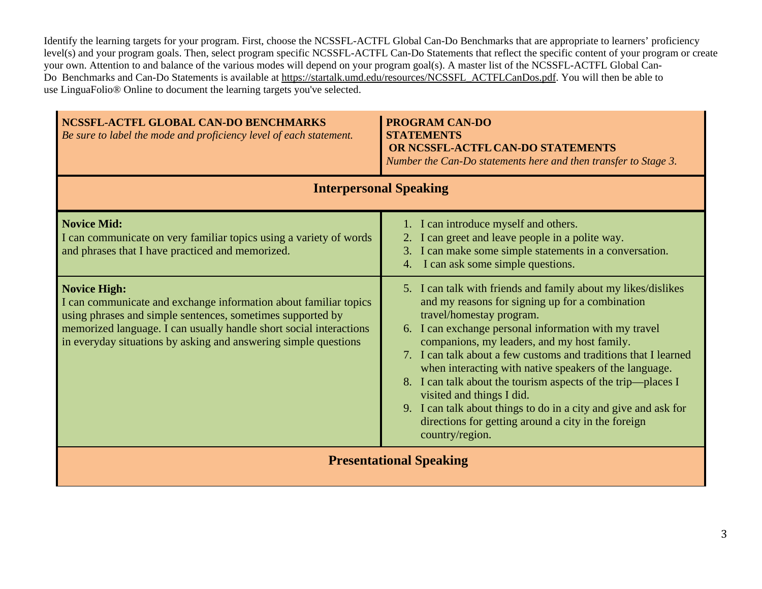Identify the learning targets for your program. First, choose the NCSSFL-ACTFL Global Can-Do Benchmarks that are appropriate to learners' proficiency level(s) and your program goals. Then, select program specific NCSSFL-ACTFL Can-Do Statements that reflect the specific content of your program or create your own. Attention to and balance of the various modes will depend on your program goal(s). A master list of the NCSSFL-ACTFL Global Can-Do Benchmarks and Can-Do Statements is available at https://startalk.umd.edu/resources/NCSSFL_ACTFLCanDos.pdf. You will then be able to use LinguaFolio® Online to document the learning targets you've selected.

| **NCSSFL-ACTFL GLOBAL CAN-DO BENCHMARKS**<br>*Be sure to label the mode and proficiency level of each statement.* | **PROGRAM CAN-DO STATEMENTS OR NCSSFL-ACTFL CAN-DO STATEMENTS**<br>*Number the Can-Do statements here and then transfer to Stage 3.* |
|---|---|
| **Interpersonal Speaking** | |
| **Novice Mid:**<br>I can communicate on very familiar topics using a variety of words and phrases that I have practiced and memorized. | 1. I can introduce myself and others.<br>2. I can greet and leave people in a polite way.<br>3. I can make some simple statements in a conversation.<br>4. I can ask some simple questions. |
| **Novice High:**<br>I can communicate and exchange information about familiar topics using phrases and simple sentences, sometimes supported by memorized language. I can usually handle short social interactions in everyday situations by asking and answering simple questions | 5. I can talk with friends and family about my likes/dislikes and my reasons for signing up for a combination travel/homestay program.<br>6. I can exchange personal information with my travel companions, my leaders, and my host family.<br>7. I can talk about a few customs and traditions that I learned when interacting with native speakers of the language.<br>8. I can talk about the tourism aspects of the trip—places I visited and things I did.<br>9. I can talk about things to do in a city and give and ask for directions for getting around a city in the foreign country/region. |
| **Presentational Speaking** | |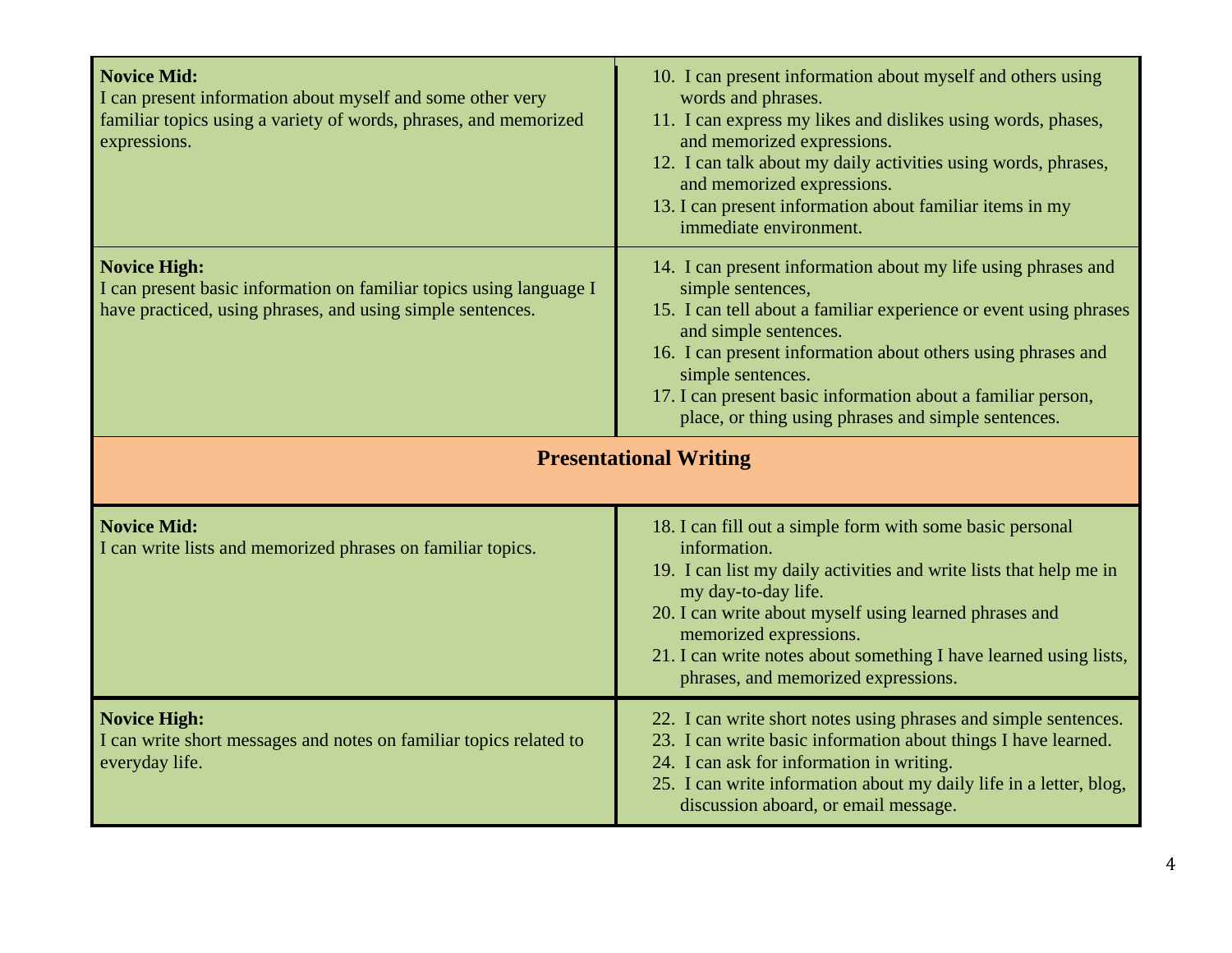| | |
|---|---|
| **Novice Mid:**<br>I can present information about myself and some other very familiar topics using a variety of words, phrases, and memorized expressions. | 10. I can present information about myself and others using words and phrases.<br>11. I can express my likes and dislikes using words, phases, and memorized expressions.<br>12. I can talk about my daily activities using words, phrases, and memorized expressions.<br>13. I can present information about familiar items in my immediate environment. |
| **Novice High:**<br>I can present basic information on familiar topics using language I have practiced, using phrases, and using simple sentences. | 14. I can present information about my life using phrases and simple sentences,<br>15. I can tell about a familiar experience or event using phrases and simple sentences.<br>16. I can present information about others using phrases and simple sentences.<br>17. I can present basic information about a familiar person, place, or thing using phrases and simple sentences. |
| **Presentational Writing** | |
| **Novice Mid:**<br>I can write lists and memorized phrases on familiar topics. | 18. I can fill out a simple form with some basic personal information.<br>19. I can list my daily activities and write lists that help me in my day-to-day life.<br>20. I can write about myself using learned phrases and memorized expressions.<br>21. I can write notes about something I have learned using lists, phrases, and memorized expressions. |
| **Novice High:**<br>I can write short messages and notes on familiar topics related to everyday life. | 22. I can write short notes using phrases and simple sentences.<br>23. I can write basic information about things I have learned.<br>24. I can ask for information in writing.<br>25. I can write information about my daily life in a letter, blog, discussion aboard, or email message. |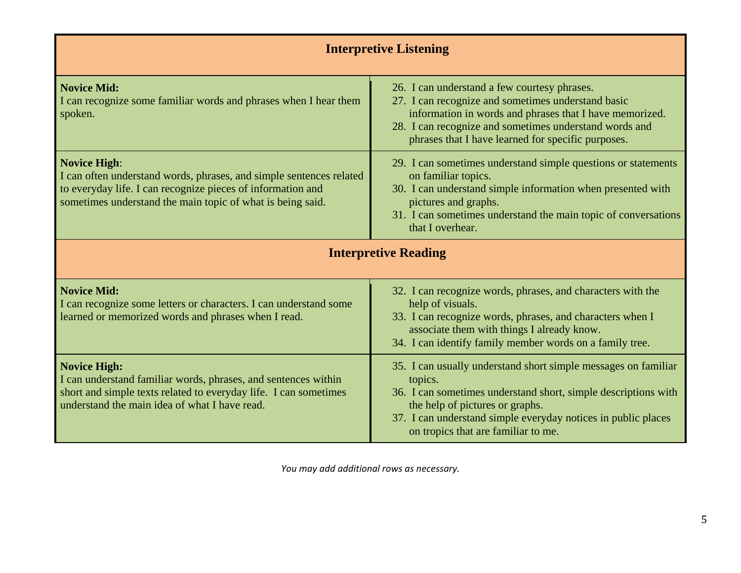| Interpretive Listening | |
|---|---|
| **Novice Mid:**<br>I can recognize some familiar words and phrases when I hear them spoken. | 26. I can understand a few courtesy phrases.<br>27. I can recognize and sometimes understand basic information in words and phrases that I have memorized.<br>28. I can recognize and sometimes understand words and phrases that I have learned for specific purposes. |
| **Novice High**:<br>I can often understand words, phrases, and simple sentences related to everyday life. I can recognize pieces of information and sometimes understand the main topic of what is being said. | 29. I can sometimes understand simple questions or statements on familiar topics.<br>30. I can understand simple information when presented with pictures and graphs.<br>31. I can sometimes understand the main topic of conversations that I overhear. |
| **Interpretive Reading** | |
| **Novice Mid:**<br>I can recognize some letters or characters. I can understand some learned or memorized words and phrases when I read. | 32. I can recognize words, phrases, and characters with the help of visuals.<br>33. I can recognize words, phrases, and characters when I associate them with things I already know.<br>34. I can identify family member words on a family tree. |
| **Novice High:**<br>I can understand familiar words, phrases, and sentences within short and simple texts related to everyday life. I can sometimes understand the main idea of what I have read. | 35. I can usually understand short simple messages on familiar topics.<br>36. I can sometimes understand short, simple descriptions with the help of pictures or graphs.<br>37. I can understand simple everyday notices in public places on tropics that are familiar to me. |

*You may add additional rows as necessary.*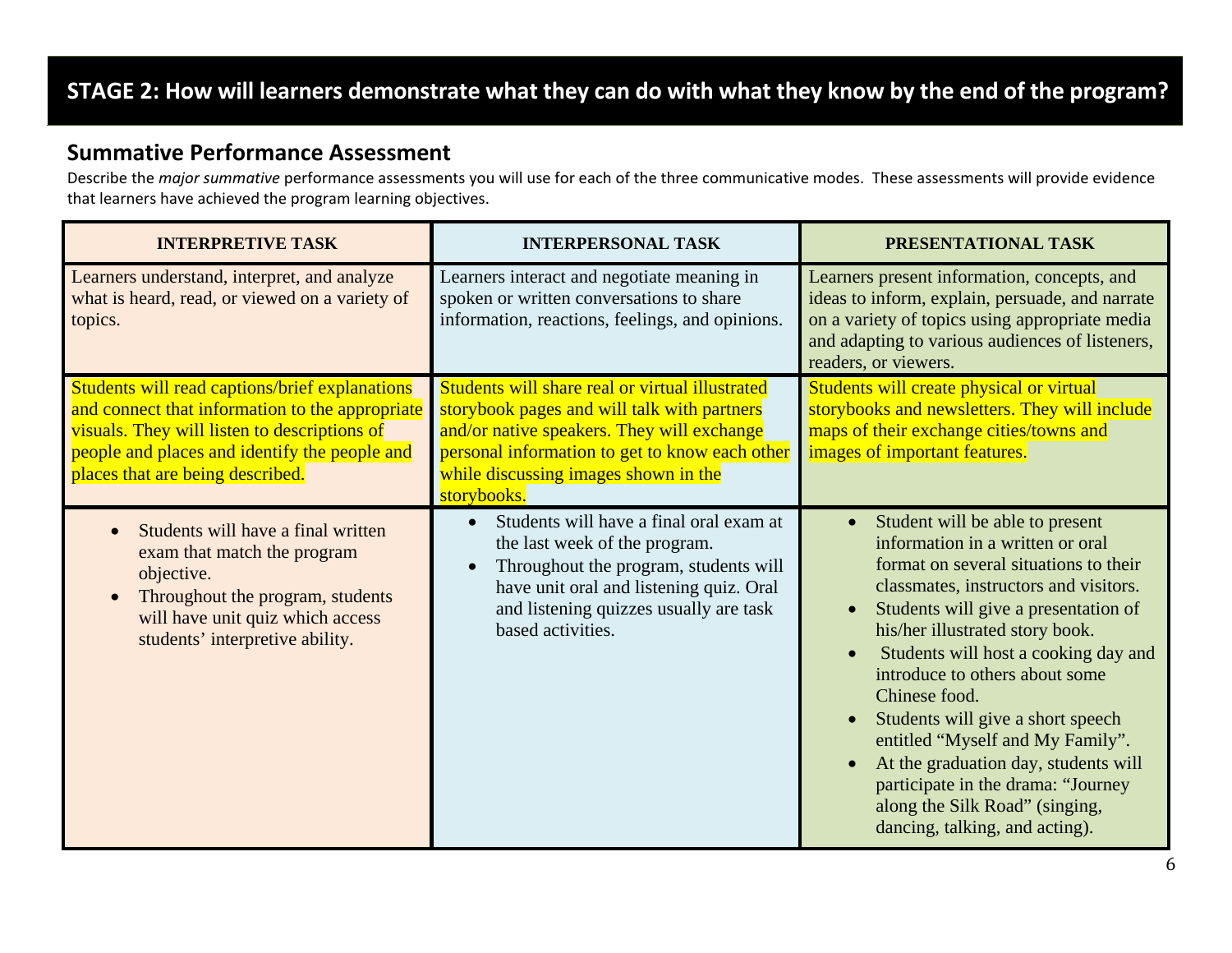# STAGE 2: How will learners demonstrate what they can do with what they know by the end of the program?

## Summative Performance Assessment

Describe the *major summative* performance assessments you will use for each of the three communicative modes. These assessments will provide evidence that learners have achieved the program learning objectives.

| INTERPRETIVE TASK | INTERPERSONAL TASK | PRESENTATIONAL TASK |
|---|---|---|
| Learners understand, interpret, and analyze what is heard, read, or viewed on a variety of topics. | Learners interact and negotiate meaning in spoken or written conversations to share information, reactions, feelings, and opinions. | Learners present information, concepts, and ideas to inform, explain, persuade, and narrate on a variety of topics using appropriate media and adapting to various audiences of listeners, readers, or viewers. |
| Students will read captions/brief explanations and connect that information to the appropriate visuals. They will listen to descriptions of people and places and identify the people and places that are being described. | Students will share real or virtual illustrated storybook pages and will talk with partners and/or native speakers. They will exchange personal information to get to know each other while discussing images shown in the storybooks. | Students will create physical or virtual storybooks and newsletters. They will include maps of their exchange cities/towns and images of important features. |
| • Students will have a final written exam that match the program objective.<br>• Throughout the program, students will have unit quiz which access students' interpretive ability. | • Students will have a final oral exam at the last week of the program.<br>• Throughout the program, students will have unit oral and listening quiz. Oral and listening quizzes usually are task based activities. | • Student will be able to present information in a written or oral format on several situations to their classmates, instructors and visitors.<br>• Students will give a presentation of his/her illustrated story book.<br>• Students will host a cooking day and introduce to others about some Chinese food.<br>• Students will give a short speech entitled "Myself and My Family".<br>• At the graduation day, students will participate in the drama: "Journey along the Silk Road" (singing, dancing, talking, and acting). |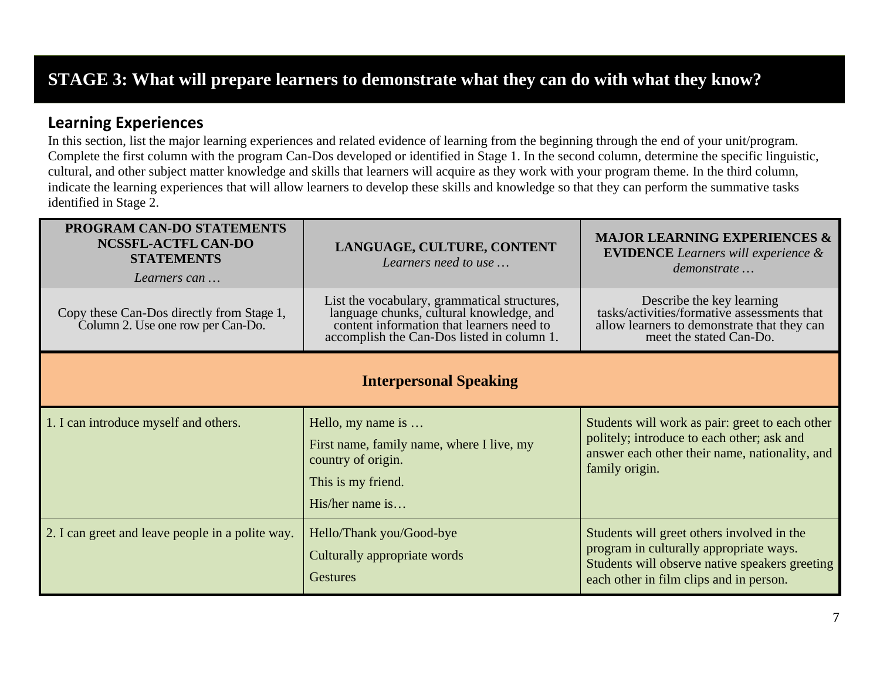# STAGE 3: What will prepare learners to demonstrate what they can do with what they know?

## Learning Experiences

In this section, list the major learning experiences and related evidence of learning from the beginning through the end of your unit/program. Complete the first column with the program Can-Dos developed or identified in Stage 1. In the second column, determine the specific linguistic, cultural, and other subject matter knowledge and skills that learners will acquire as they work with your program theme. In the third column, indicate the learning experiences that will allow learners to develop these skills and knowledge so that they can perform the summative tasks identified in Stage 2.

| **PROGRAM CAN-DO STATEMENTS NCSSFL-ACTFL CAN-DO STATEMENTS** *Learners can …* | **LANGUAGE, CULTURE, CONTENT** *Learners need to use …* | **MAJOR LEARNING EXPERIENCES & EVIDENCE** *Learners will experience & demonstrate …* |
|---|---|---|
| Copy these Can-Dos directly from Stage 1, Column 2. Use one row per Can-Do. | List the vocabulary, grammatical structures, language chunks, cultural knowledge, and content information that learners need to accomplish the Can-Dos listed in column 1. | Describe the key learning tasks/activities/formative assessments that allow learners to demonstrate that they can meet the stated Can-Do. |
| **Interpersonal Speaking** | | |
| 1. I can introduce myself and others. | Hello, my name is …<br>First name, family name, where I live, my country of origin.<br>This is my friend.<br>His/her name is… | Students will work as pair: greet to each other politely; introduce to each other; ask and answer each other their name, nationality, and family origin. |
| 2. I can greet and leave people in a polite way. | Hello/Thank you/Good-bye<br>Culturally appropriate words<br>Gestures | Students will greet others involved in the program in culturally appropriate ways. Students will observe native speakers greeting each other in film clips and in person. |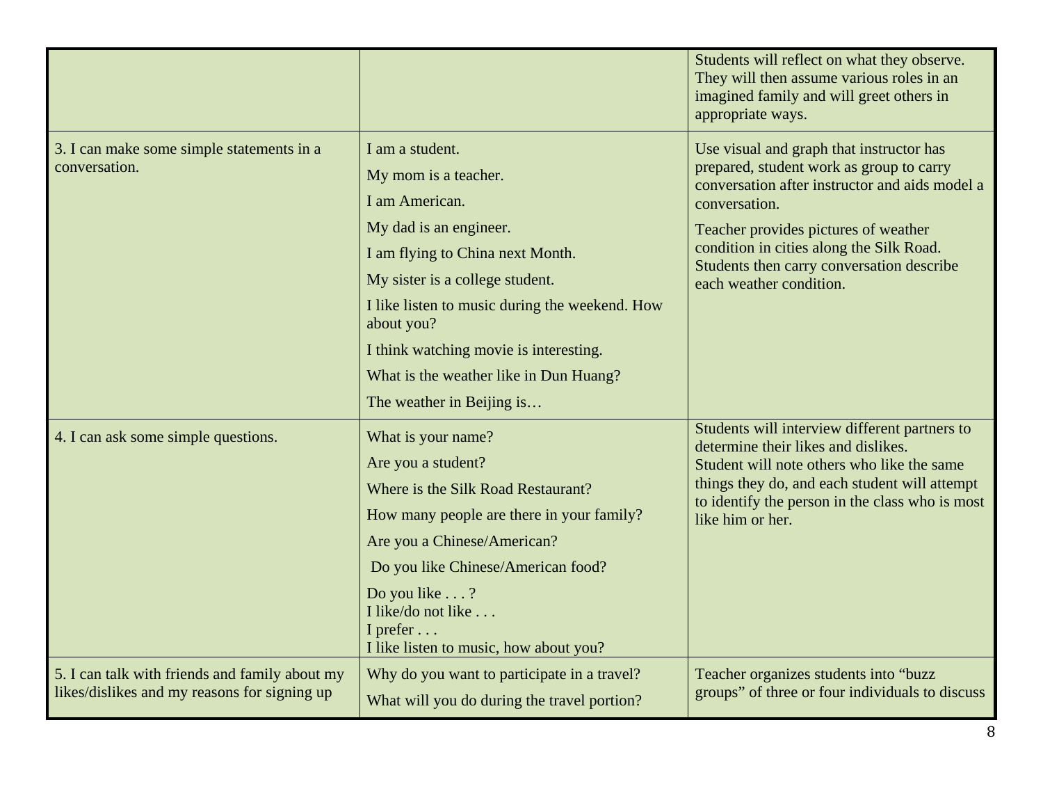| | | |
|---|---|---|
| | | Students will reflect on what they observe. They will then assume various roles in an imagined family and will greet others in appropriate ways. |
| 3. I can make some simple statements in a conversation. | I am a student.<br>My mom is a teacher.<br>I am American.<br>My dad is an engineer.<br>I am flying to China next Month.<br>My sister is a college student.<br>I like listen to music during the weekend. How about you?<br>I think watching movie is interesting.<br>What is the weather like in Dun Huang?<br>The weather in Beijing is… | Use visual and graph that instructor has prepared, student work as group to carry conversation after instructor and aids model a conversation.<br>Teacher provides pictures of weather condition in cities along the Silk Road. Students then carry conversation describe each weather condition. |
| 4. I can ask some simple questions. | What is your name?<br>Are you a student?<br>Where is the Silk Road Restaurant?<br>How many people are there in your family?<br>Are you a Chinese/American?<br>Do you like Chinese/American food?<br>Do you like . . . ?<br>I like/do not like . . .<br>I prefer . . .<br>I like listen to music, how about you? | Students will interview different partners to determine their likes and dislikes.<br>Student will note others who like the same things they do, and each student will attempt to identify the person in the class who is most like him or her. |
| 5. I can talk with friends and family about my likes/dislikes and my reasons for signing up | Why do you want to participate in a travel?<br>What will you do during the travel portion? | Teacher organizes students into "buzz groups" of three or four individuals to discuss |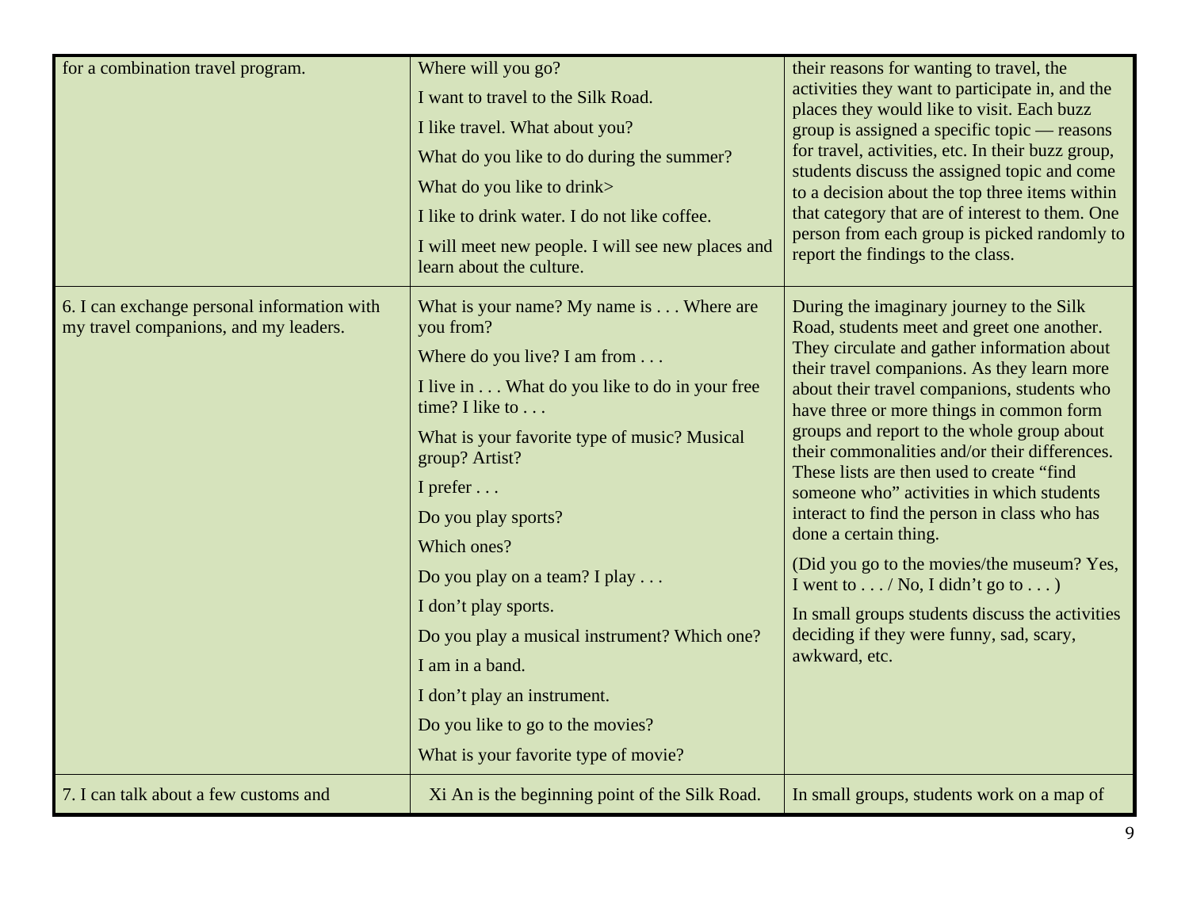| | | |
|---|---|---|
| for a combination travel program. | Where will you go?<br><br>I want to travel to the Silk Road.<br><br>I like travel. What about you?<br><br>What do you like to do during the summer?<br><br>What do you like to drink><br><br>I like to drink water. I do not like coffee.<br><br>I will meet new people. I will see new places and learn about the culture. | their reasons for wanting to travel, the activities they want to participate in, and the places they would like to visit. Each buzz group is assigned a specific topic — reasons for travel, activities, etc. In their buzz group, students discuss the assigned topic and come to a decision about the top three items within that category that are of interest to them. One person from each group is picked randomly to report the findings to the class. |
| 6. I can exchange personal information with my travel companions, and my leaders. | What is your name? My name is . . . Where are you from?<br><br>Where do you live? I am from . . .<br><br>I live in . . . What do you like to do in your free time? I like to . . .<br><br>What is your favorite type of music? Musical group? Artist?<br><br>I prefer . . .<br><br>Do you play sports?<br><br>Which ones?<br><br>Do you play on a team? I play . . .<br><br>I don't play sports.<br><br>Do you play a musical instrument? Which one?<br><br>I am in a band.<br><br>I don't play an instrument.<br><br>Do you like to go to the movies?<br><br>What is your favorite type of movie? | During the imaginary journey to the Silk Road, students meet and greet one another. They circulate and gather information about their travel companions. As they learn more about their travel companions, students who have three or more things in common form groups and report to the whole group about their commonalities and/or their differences. These lists are then used to create "find someone who" activities in which students interact to find the person in class who has done a certain thing.<br><br>(Did you go to the movies/the museum? Yes, I went to . . . / No, I didn't go to . . . )<br><br>In small groups students discuss the activities deciding if they were funny, sad, scary, awkward, etc. |
| 7. I can talk about a few customs and | Xi An is the beginning point of the Silk Road. | In small groups, students work on a map of |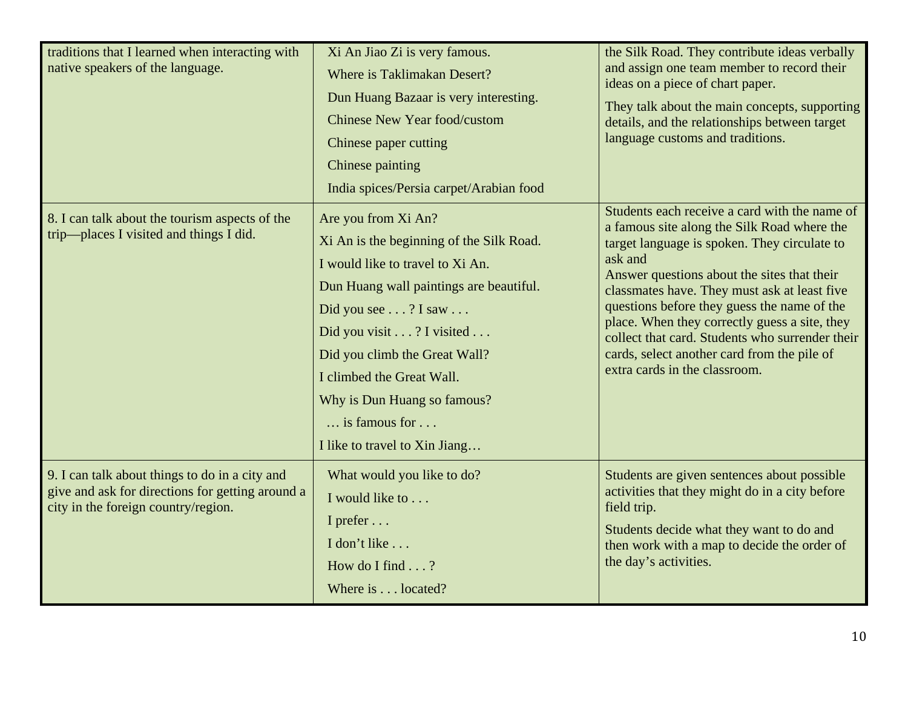| | | |
|---|---|---|
| traditions that I learned when interacting with native speakers of the language. | Xi An Jiao Zi is very famous.<br>Where is Taklimakan Desert?<br>Dun Huang Bazaar is very interesting.<br>Chinese New Year food/custom<br>Chinese paper cutting<br>Chinese painting<br>India spices/Persia carpet/Arabian food | the Silk Road. They contribute ideas verbally and assign one team member to record their ideas on a piece of chart paper.<br>They talk about the main concepts, supporting details, and the relationships between target language customs and traditions. |
| 8. I can talk about the tourism aspects of the trip—places I visited and things I did. | Are you from Xi An?<br>Xi An is the beginning of the Silk Road.<br>I would like to travel to Xi An.<br>Dun Huang wall paintings are beautiful.<br>Did you see . . . ? I saw . . .<br>Did you visit . . . ? I visited . . .<br>Did you climb the Great Wall?<br>I climbed the Great Wall.<br>Why is Dun Huang so famous?<br>… is famous for . . .<br>I like to travel to Xin Jiang… | Students each receive a card with the name of a famous site along the Silk Road where the target language is spoken. They circulate to ask and<br>Answer questions about the sites that their classmates have. They must ask at least five questions before they guess the name of the place. When they correctly guess a site, they collect that card. Students who surrender their cards, select another card from the pile of extra cards in the classroom. |
| 9. I can talk about things to do in a city and give and ask for directions for getting around a city in the foreign country/region. | What would you like to do?<br>I would like to . . .<br>I prefer . . .<br>I don't like . . .<br>How do I find . . . ?<br>Where is . . . located? | Students are given sentences about possible activities that they might do in a city before field trip.<br>Students decide what they want to do and then work with a map to decide the order of the day's activities. |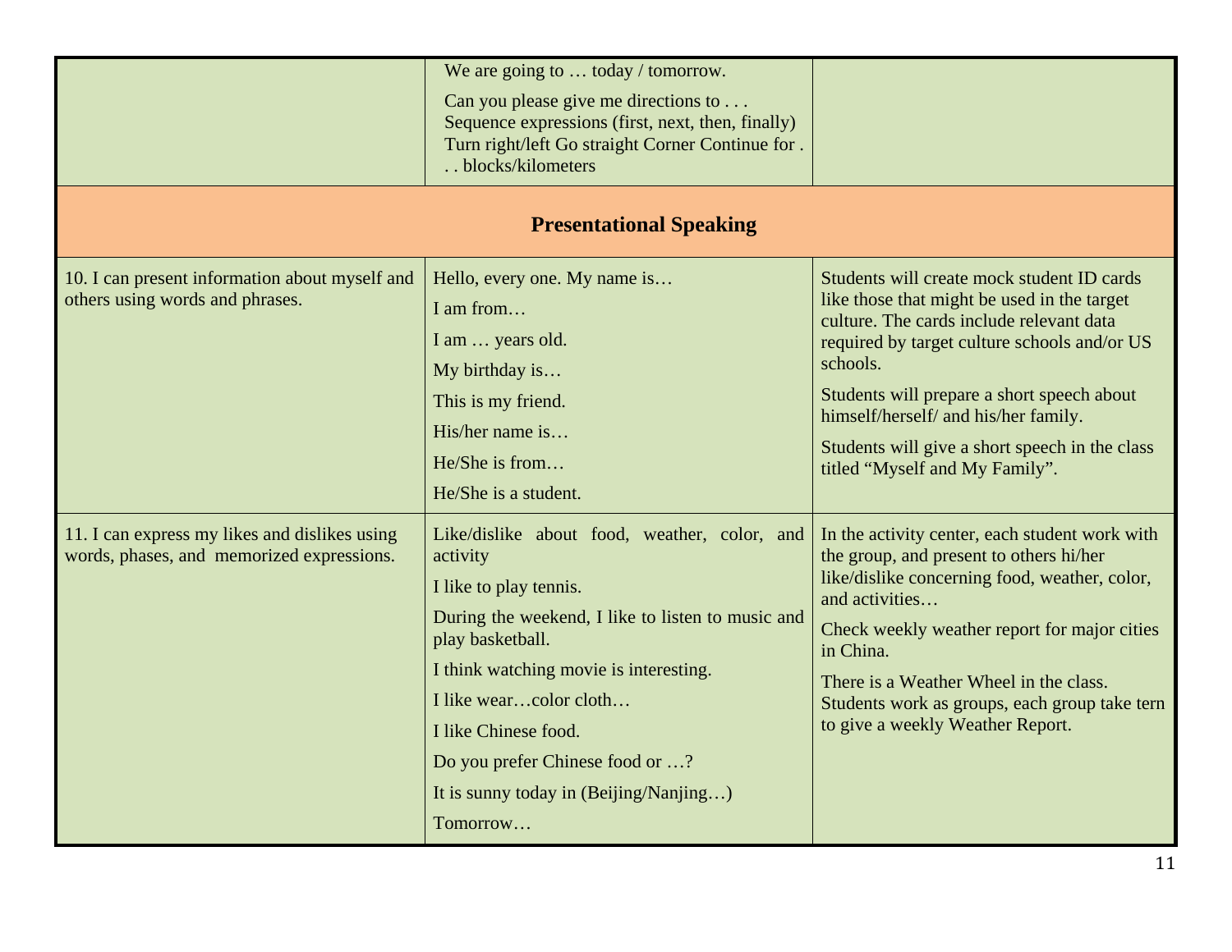| | | |
|---|---|---|
| | We are going to … today / tomorrow.<br>Can you please give me directions to . . .<br>Sequence expressions (first, next, then, finally)<br>Turn right/left Go straight Corner Continue for . . . blocks/kilometers | |
| **Presentational Speaking** | | |
| 10. I can present information about myself and others using words and phrases. | Hello, every one. My name is…<br>I am from…<br>I am … years old.<br>My birthday is…<br>This is my friend.<br>His/her name is…<br>He/She is from…<br>He/She is a student. | Students will create mock student ID cards like those that might be used in the target culture. The cards include relevant data required by target culture schools and/or US schools.<br>Students will prepare a short speech about himself/herself/ and his/her family.<br>Students will give a short speech in the class titled "Myself and My Family". |
| 11. I can express my likes and dislikes using words, phases, and memorized expressions. | Like/dislike about food, weather, color, and activity<br>I like to play tennis.<br>During the weekend, I like to listen to music and play basketball.<br>I think watching movie is interesting.<br>I like wear…color cloth…<br>I like Chinese food.<br>Do you prefer Chinese food or …?<br>It is sunny today in (Beijing/Nanjing…)<br>Tomorrow… | In the activity center, each student work with the group, and present to others hi/her like/dislike concerning food, weather, color, and activities…<br>Check weekly weather report for major cities in China.<br>There is a Weather Wheel in the class. Students work as groups, each group take tern to give a weekly Weather Report. |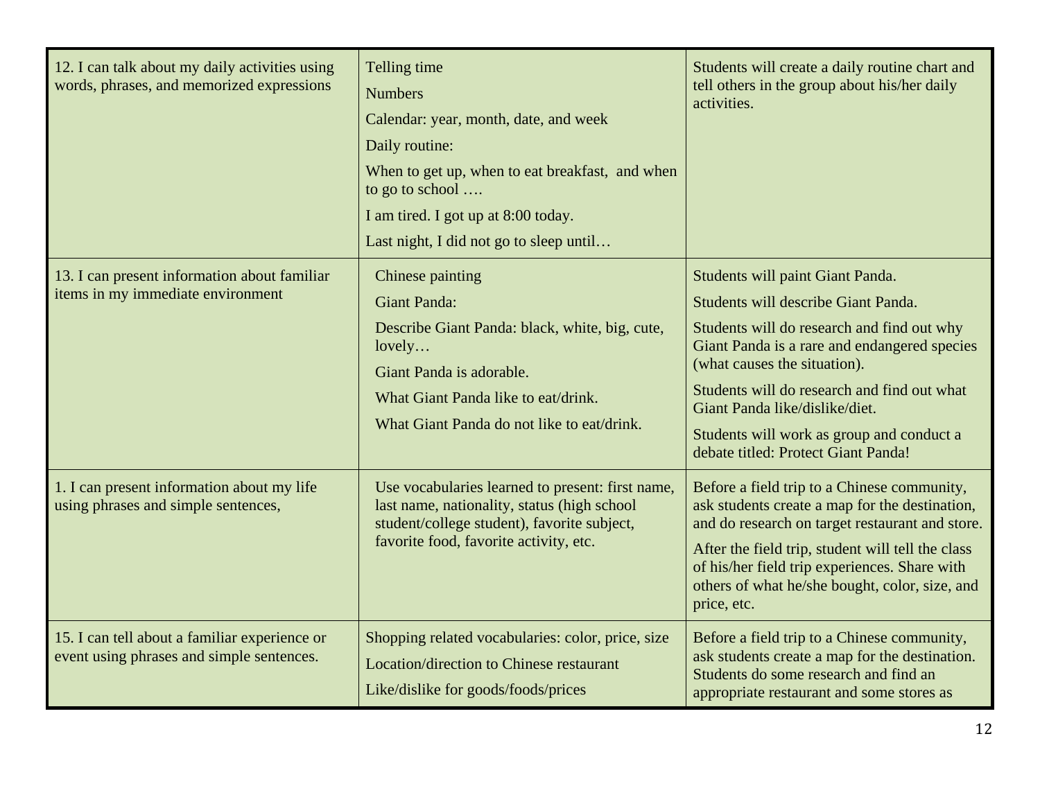| | | |
|---|---|---|
| 12. I can talk about my daily activities using words, phrases, and memorized expressions | Telling time<br>Numbers<br>Calendar: year, month, date, and week<br>Daily routine:<br>When to get up, when to eat breakfast, and when to go to school ….<br>I am tired. I got up at 8:00 today.<br>Last night, I did not go to sleep until… | Students will create a daily routine chart and tell others in the group about his/her daily activities. |
| 13. I can present information about familiar items in my immediate environment | Chinese painting<br>Giant Panda:<br>Describe Giant Panda: black, white, big, cute, lovely…<br>Giant Panda is adorable.<br>What Giant Panda like to eat/drink.<br>What Giant Panda do not like to eat/drink. | Students will paint Giant Panda.<br>Students will describe Giant Panda.<br>Students will do research and find out why Giant Panda is a rare and endangered species (what causes the situation).<br>Students will do research and find out what Giant Panda like/dislike/diet.<br>Students will work as group and conduct a debate titled: Protect Giant Panda! |
| 1. I can present information about my life using phrases and simple sentences, | Use vocabularies learned to present: first name, last name, nationality, status (high school student/college student), favorite subject, favorite food, favorite activity, etc. | Before a field trip to a Chinese community, ask students create a map for the destination, and do research on target restaurant and store.<br>After the field trip, student will tell the class of his/her field trip experiences. Share with others of what he/she bought, color, size, and price, etc. |
| 15. I can tell about a familiar experience or event using phrases and simple sentences. | Shopping related vocabularies: color, price, size<br>Location/direction to Chinese restaurant<br>Like/dislike for goods/foods/prices | Before a field trip to a Chinese community, ask students create a map for the destination. Students do some research and find an appropriate restaurant and some stores as |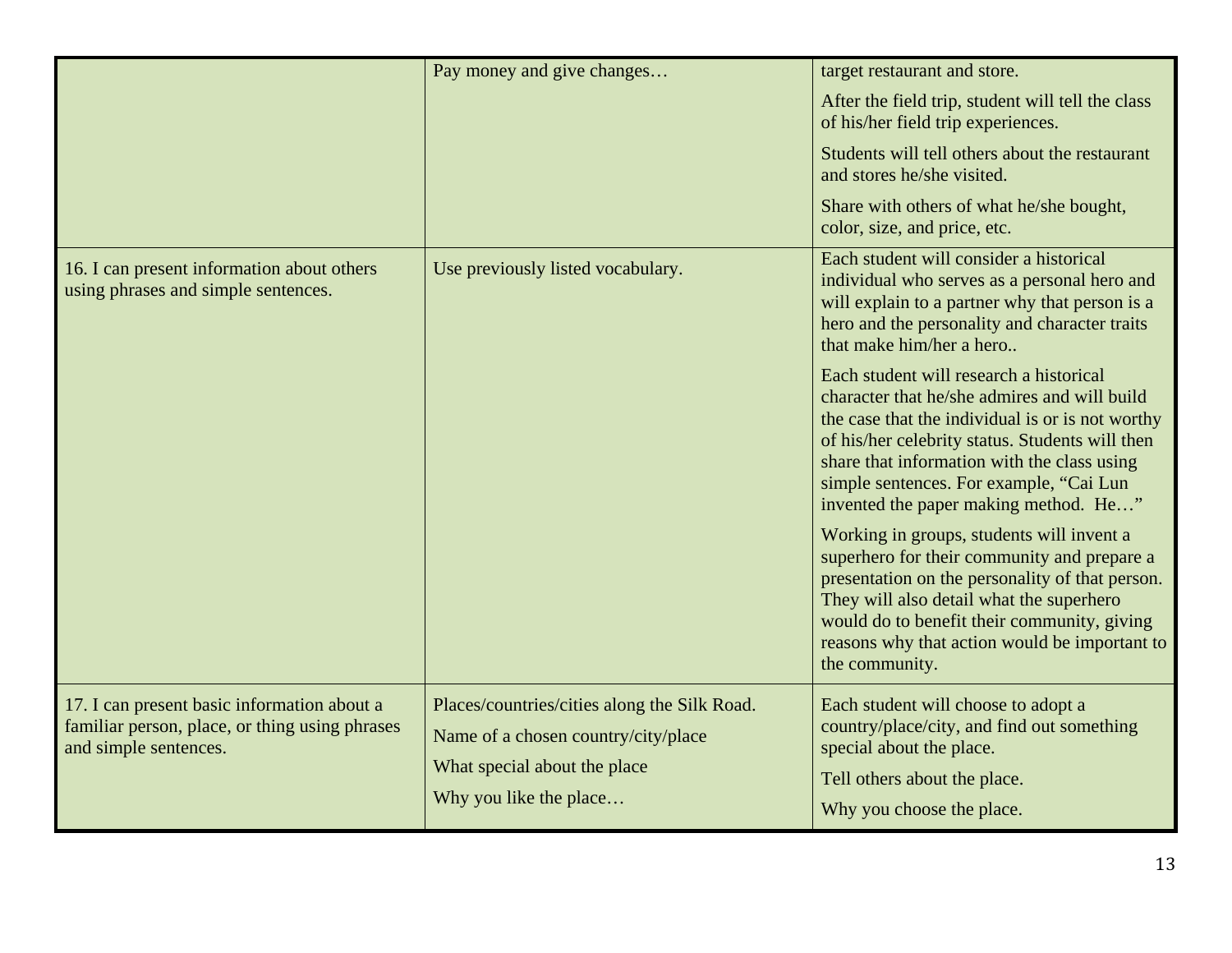| | | |
|---|---|---|
| | Pay money and give changes… | target restaurant and store.<br><br>After the field trip, student will tell the class of his/her field trip experiences.<br><br>Students will tell others about the restaurant and stores he/she visited.<br><br>Share with others of what he/she bought, color, size, and price, etc. |
| 16. I can present information about others using phrases and simple sentences. | Use previously listed vocabulary. | Each student will consider a historical individual who serves as a personal hero and will explain to a partner why that person is a hero and the personality and character traits that make him/her a hero..<br><br>Each student will research a historical character that he/she admires and will build the case that the individual is or is not worthy of his/her celebrity status. Students will then share that information with the class using simple sentences. For example, "Cai Lun invented the paper making method.  He…"<br><br>Working in groups, students will invent a superhero for their community and prepare a presentation on the personality of that person. They will also detail what the superhero would do to benefit their community, giving reasons why that action would be important to the community. |
| 17. I can present basic information about a familiar person, place, or thing using phrases and simple sentences. | Places/countries/cities along the Silk Road.<br><br>Name of a chosen country/city/place<br><br>What special about the place<br><br>Why you like the place… | Each student will choose to adopt a country/place/city, and find out something special about the place.<br><br>Tell others about the place.<br><br>Why you choose the place. |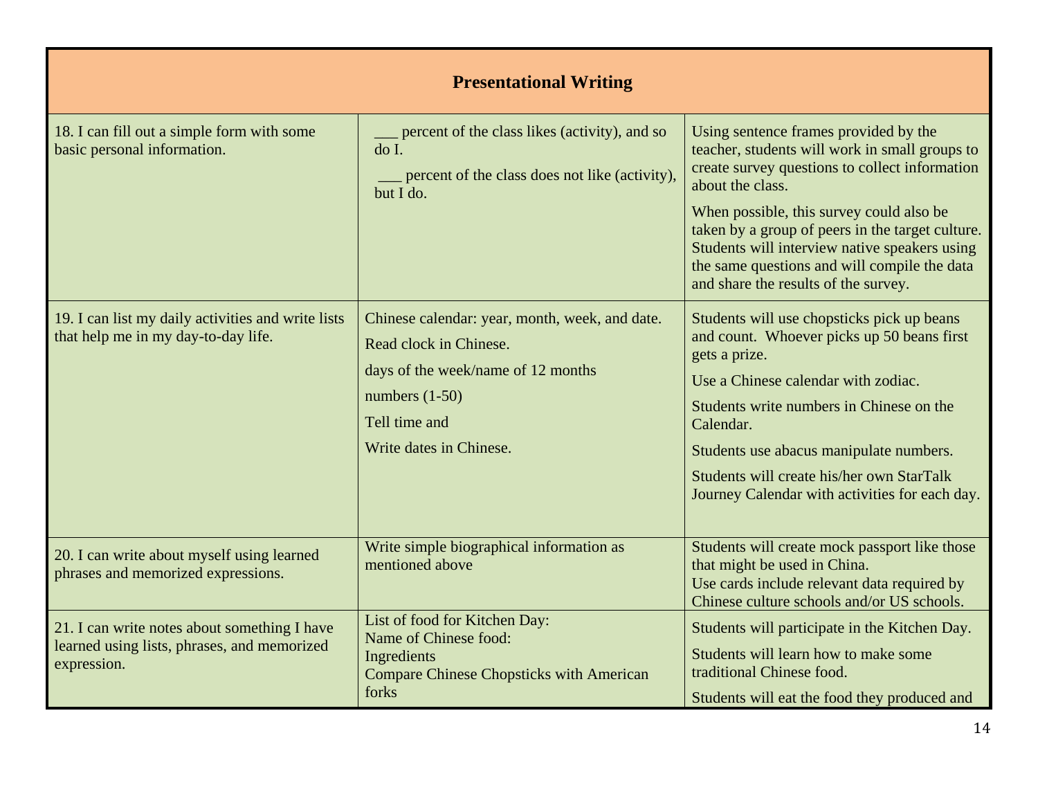| Presentational Writing | | |
|---|---|---|
| 18. I can fill out a simple form with some basic personal information. | ___ percent of the class likes (activity), and so do I.<br><br>___ percent of the class does not like (activity), but I do. | Using sentence frames provided by the teacher, students will work in small groups to create survey questions to collect information about the class.<br><br>When possible, this survey could also be taken by a group of peers in the target culture. Students will interview native speakers using the same questions and will compile the data and share the results of the survey. |
| 19. I can list my daily activities and write lists that help me in my day-to-day life. | Chinese calendar: year, month, week, and date.<br><br>Read clock in Chinese.<br><br>days of the week/name of 12 months<br><br>numbers (1-50)<br><br>Tell time and<br><br>Write dates in Chinese. | Students will use chopsticks pick up beans and count. Whoever picks up 50 beans first gets a prize.<br><br>Use a Chinese calendar with zodiac.<br><br>Students write numbers in Chinese on the Calendar.<br><br>Students use abacus manipulate numbers.<br><br>Students will create his/her own StarTalk Journey Calendar with activities for each day. |
| 20. I can write about myself using learned phrases and memorized expressions. | Write simple biographical information as mentioned above | Students will create mock passport like those that might be used in China.<br>Use cards include relevant data required by Chinese culture schools and/or US schools. |
| 21. I can write notes about something I have learned using lists, phrases, and memorized expression. | List of food for Kitchen Day:<br>Name of Chinese food:<br>Ingredients<br>Compare Chinese Chopsticks with American forks | Students will participate in the Kitchen Day.<br><br>Students will learn how to make some traditional Chinese food.<br><br>Students will eat the food they produced and |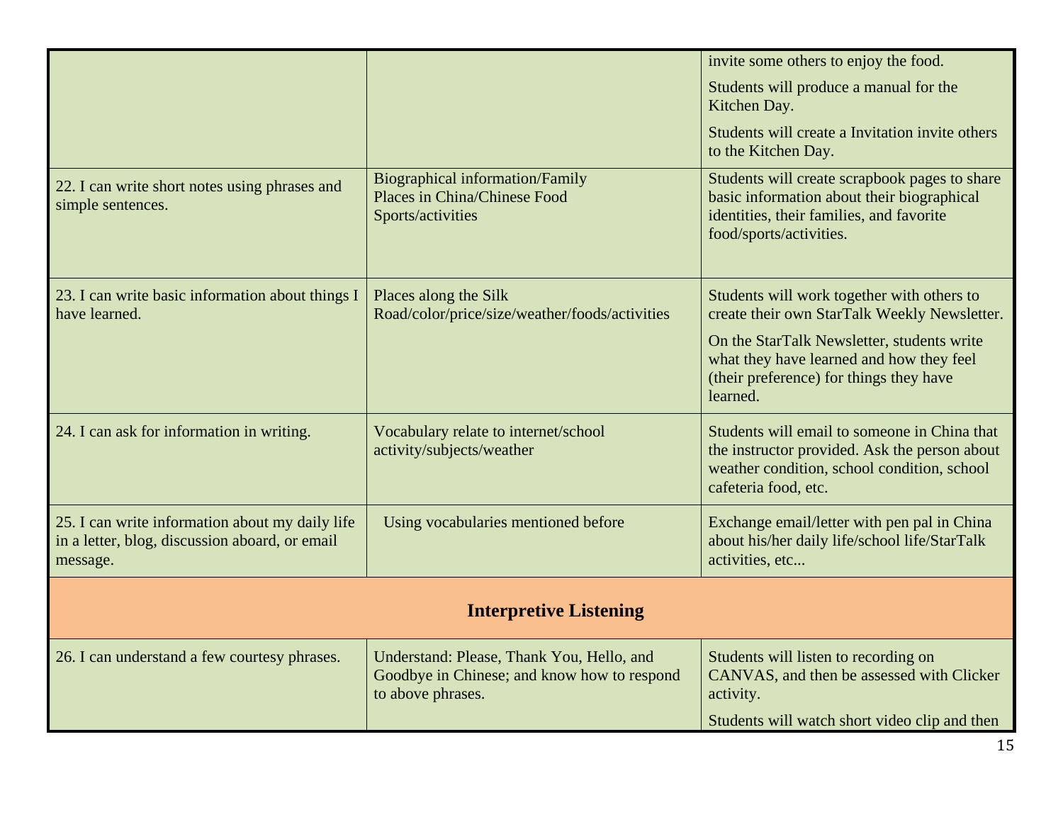| | | |
|---|---|---|
| | | invite some others to enjoy the food.<br>Students will produce a manual for the Kitchen Day.<br>Students will create a Invitation invite others to the Kitchen Day. |
| 22. I can write short notes using phrases and simple sentences. | Biographical information/Family<br>Places in China/Chinese Food<br>Sports/activities | Students will create scrapbook pages to share basic information about their biographical identities, their families, and favorite food/sports/activities. |
| 23. I can write basic information about things I have learned. | Places along the Silk Road/color/price/size/weather/foods/activities | Students will work together with others to create their own StarTalk Weekly Newsletter.<br>On the StarTalk Newsletter, students write what they have learned and how they feel (their preference) for things they have learned. |
| 24. I can ask for information in writing. | Vocabulary relate to internet/school activity/subjects/weather | Students will email to someone in China that the instructor provided. Ask the person about weather condition, school condition, school cafeteria food, etc. |
| 25. I can write information about my daily life in a letter, blog, discussion aboard, or email message. | Using vocabularies mentioned before | Exchange email/letter with pen pal in China about his/her daily life/school life/StarTalk activities, etc... |
| **Interpretive Listening** | | |
| 26. I can understand a few courtesy phrases. | Understand: Please, Thank You, Hello, and Goodbye in Chinese; and know how to respond to above phrases. | Students will listen to recording on CANVAS, and then be assessed with Clicker activity.<br>Students will watch short video clip and then |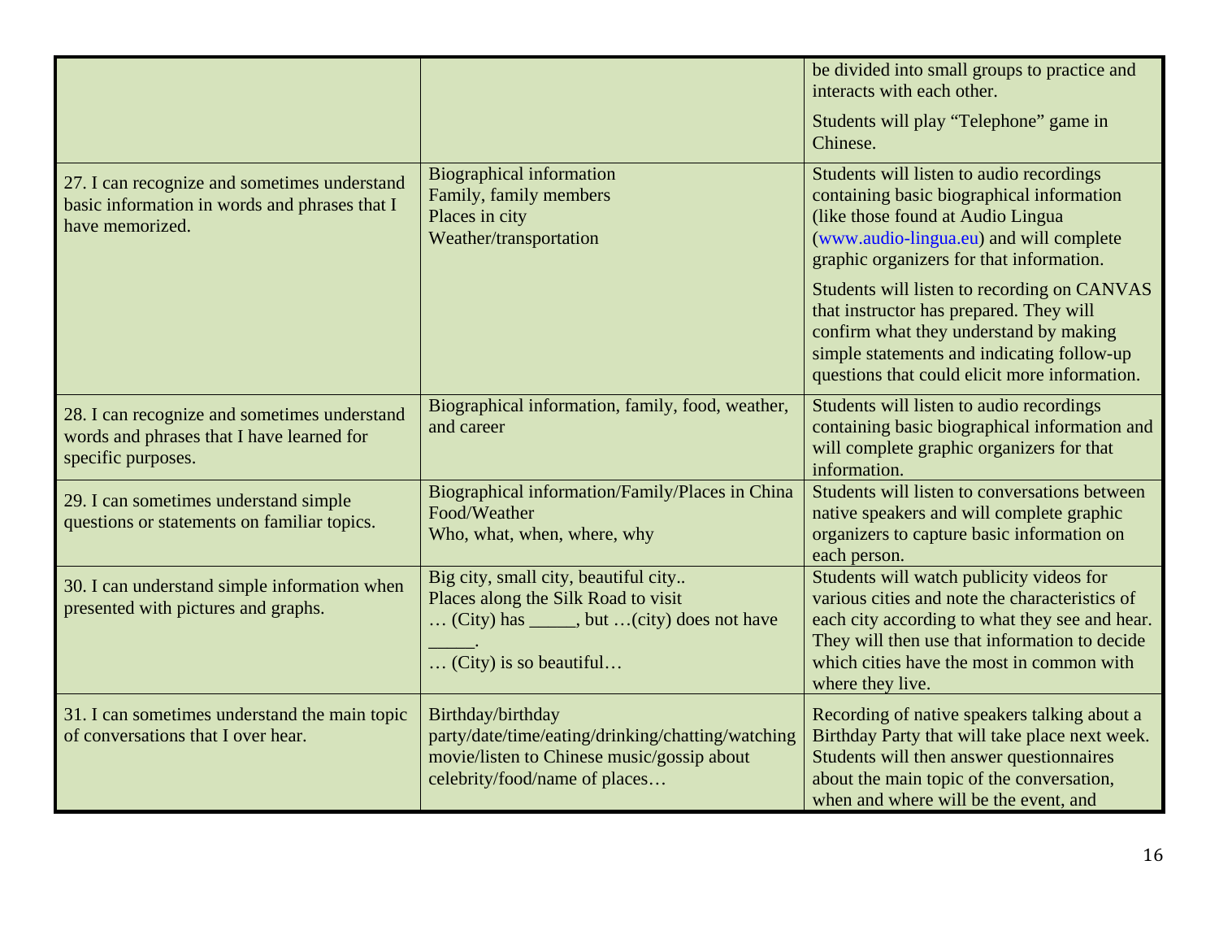| | | |
|---|---|---|
| | | be divided into small groups to practice and interacts with each other.<br><br>Students will play "Telephone" game in Chinese. |
| 27. I can recognize and sometimes understand basic information in words and phrases that I have memorized. | Biographical information<br>Family, family members<br>Places in city<br>Weather/transportation | Students will listen to audio recordings containing basic biographical information (like those found at Audio Lingua (www.audio-lingua.eu) and will complete graphic organizers for that information.<br><br>Students will listen to recording on CANVAS that instructor has prepared. They will confirm what they understand by making simple statements and indicating follow-up questions that could elicit more information. |
| 28. I can recognize and sometimes understand words and phrases that I have learned for specific purposes. | Biographical information, family, food, weather, and career | Students will listen to audio recordings containing basic biographical information and will complete graphic organizers for that information. |
| 29. I can sometimes understand simple questions or statements on familiar topics. | Biographical information/Family/Places in China<br>Food/Weather<br>Who, what, when, where, why | Students will listen to conversations between native speakers and will complete graphic organizers to capture basic information on each person. |
| 30. I can understand simple information when presented with pictures and graphs. | Big city, small city, beautiful city..<br>Places along the Silk Road to visit<br>… (City) has _____, but …(city) does not have _____.<br>… (City) is so beautiful… | Students will watch publicity videos for various cities and note the characteristics of each city according to what they see and hear. They will then use that information to decide which cities have the most in common with where they live. |
| 31. I can sometimes understand the main topic of conversations that I over hear. | Birthday/birthday party/date/time/eating/drinking/chatting/watching movie/listen to Chinese music/gossip about celebrity/food/name of places… | Recording of native speakers talking about a Birthday Party that will take place next week. Students will then answer questionnaires about the main topic of the conversation, when and where will be the event, and |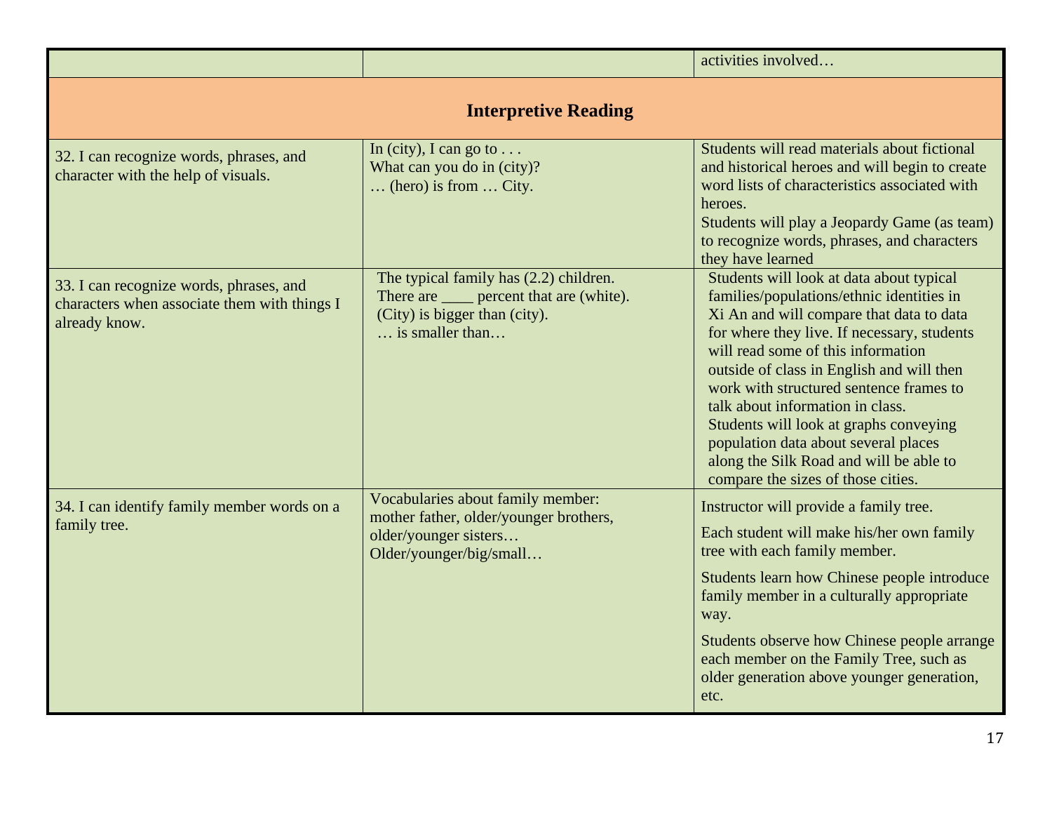|  |  |  |
| --- | --- | --- |
|  |  | activities involved… |
| **Interpretive Reading** | | |
| 32. I can recognize words, phrases, and character with the help of visuals. | In (city), I can go to . . .<br>What can you do in (city)?<br>… (hero) is from … City. | Students will read materials about fictional and historical heroes and will begin to create word lists of characteristics associated with heroes.<br>Students will play a Jeopardy Game (as team) to recognize words, phrases, and characters they have learned |
| 33. I can recognize words, phrases, and characters when associate them with things I already know. | The typical family has (2.2) children.<br>There are ____ percent that are (white).<br>(City) is bigger than (city).<br>… is smaller than… | Students will look at data about typical families/populations/ethnic identities in Xi An and will compare that data to data for where they live. If necessary, students will read some of this information outside of class in English and will then work with structured sentence frames to talk about information in class.<br>Students will look at graphs conveying population data about several places along the Silk Road and will be able to compare the sizes of those cities. |
| 34. I can identify family member words on a family tree. | Vocabularies about family member: mother father, older/younger brothers, older/younger sisters…<br>Older/younger/big/small… | Instructor will provide a family tree.<br>Each student will make his/her own family tree with each family member.<br>Students learn how Chinese people introduce family member in a culturally appropriate way.<br>Students observe how Chinese people arrange each member on the Family Tree, such as older generation above younger generation, etc. |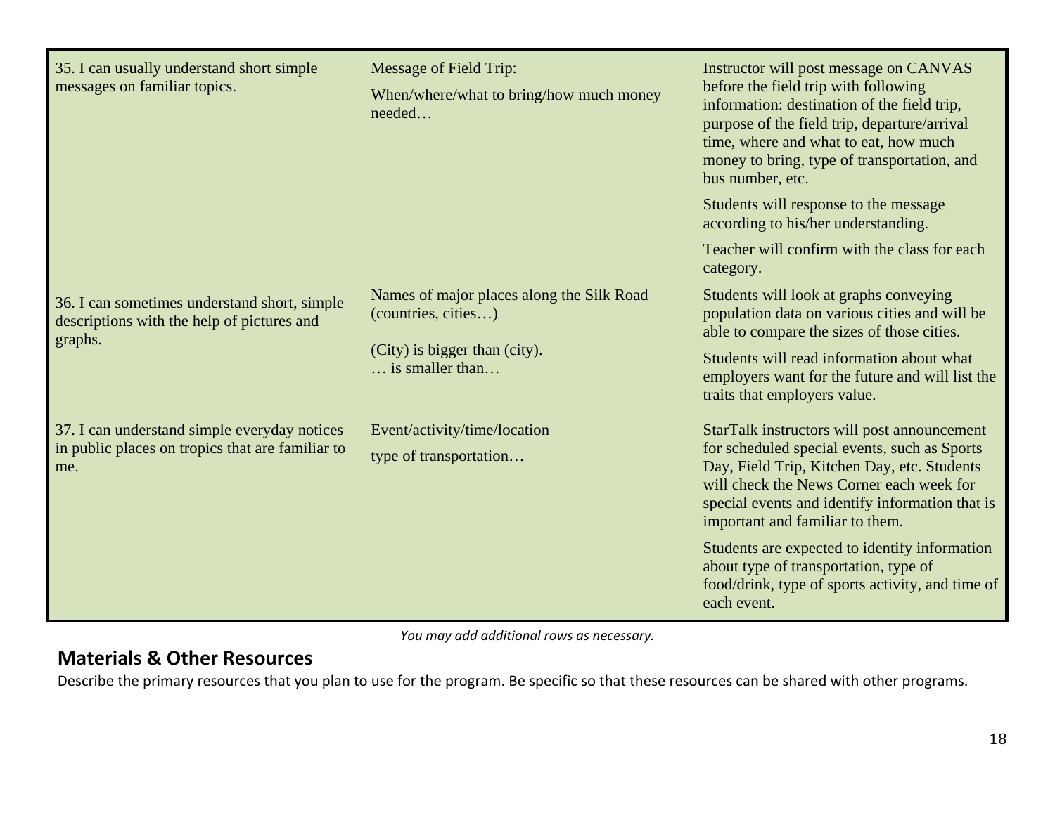| | | |
|---|---|---|
| 35. I can usually understand short simple messages on familiar topics. | Message of Field Trip:<br><br>When/where/what to bring/how much money needed… | Instructor will post message on CANVAS before the field trip with following information: destination of the field trip, purpose of the field trip, departure/arrival time, where and what to eat, how much money to bring, type of transportation, and bus number, etc.<br><br>Students will response to the message according to his/her understanding.<br><br>Teacher will confirm with the class for each category. |
| 36. I can sometimes understand short, simple descriptions with the help of pictures and graphs. | Names of major places along the Silk Road (countries, cities…)<br><br>(City) is bigger than (city).<br>… is smaller than… | Students will look at graphs conveying population data on various cities and will be able to compare the sizes of those cities.<br><br>Students will read information about what employers want for the future and will list the traits that employers value. |
| 37. I can understand simple everyday notices in public places on tropics that are familiar to me. | Event/activity/time/location<br><br>type of transportation… | StarTalk instructors will post announcement for scheduled special events, such as Sports Day, Field Trip, Kitchen Day, etc. Students will check the News Corner each week for special events and identify information that is important and familiar to them.<br><br>Students are expected to identify information about type of transportation, type of food/drink, type of sports activity, and time of each event. |

*You may add additional rows as necessary.*

## Materials & Other Resources

Describe the primary resources that you plan to use for the program. Be specific so that these resources can be shared with other programs.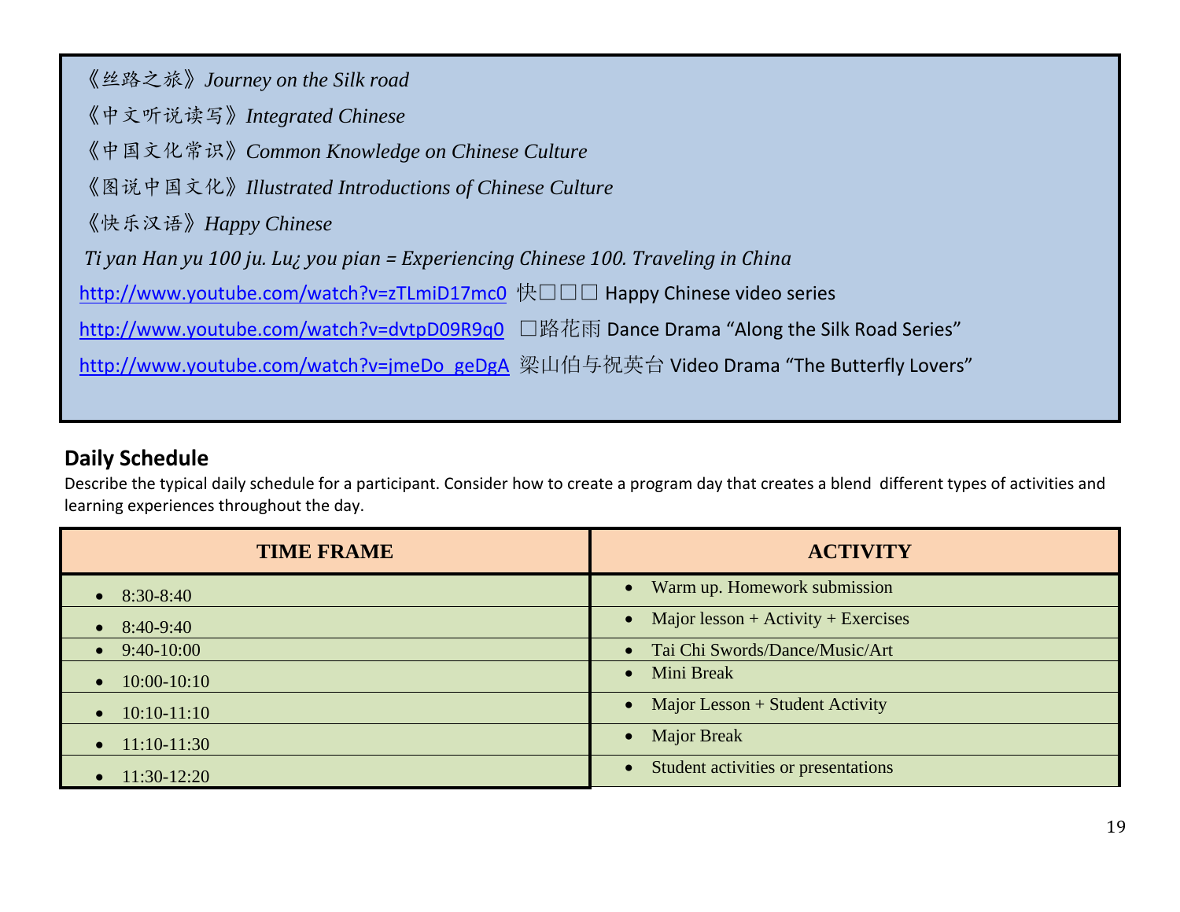《丝路之旅》*Journey on the Silk road*

《中文听说读写》*Integrated Chinese*

《中国文化常识》*Common Knowledge on Chinese Culture*

《图说中国文化》*Illustrated Introductions of Chinese Culture*

《快乐汉语》*Happy Chinese*

*Ti yan Han yu 100 ju. Lu¿ you pian = Experiencing Chinese 100. Traveling in China*

http://www.youtube.com/watch?v=zTLmiD17mc0 快□□□ Happy Chinese video series

http://www.youtube.com/watch?v=dvtpD09R9q0 □路花雨 Dance Drama "Along the Silk Road Series"

http://www.youtube.com/watch?v=jmeDo_geDgA 梁山伯与祝英台 Video Drama "The Butterfly Lovers"

## Daily Schedule

Describe the typical daily schedule for a participant. Consider how to create a program day that creates a blend different types of activities and learning experiences throughout the day.

| TIME FRAME | ACTIVITY |
|---|---|
| • 8:30-8:40 | • Warm up. Homework submission |
| • 8:40-9:40 | • Major lesson + Activity + Exercises |
| • 9:40-10:00 | • Tai Chi Swords/Dance/Music/Art |
| • 10:00-10:10 | • Mini Break |
| • 10:10-11:10 | • Major Lesson + Student Activity |
| • 11:10-11:30 | • Major Break |
| • 11:30-12:20 | • Student activities or presentations |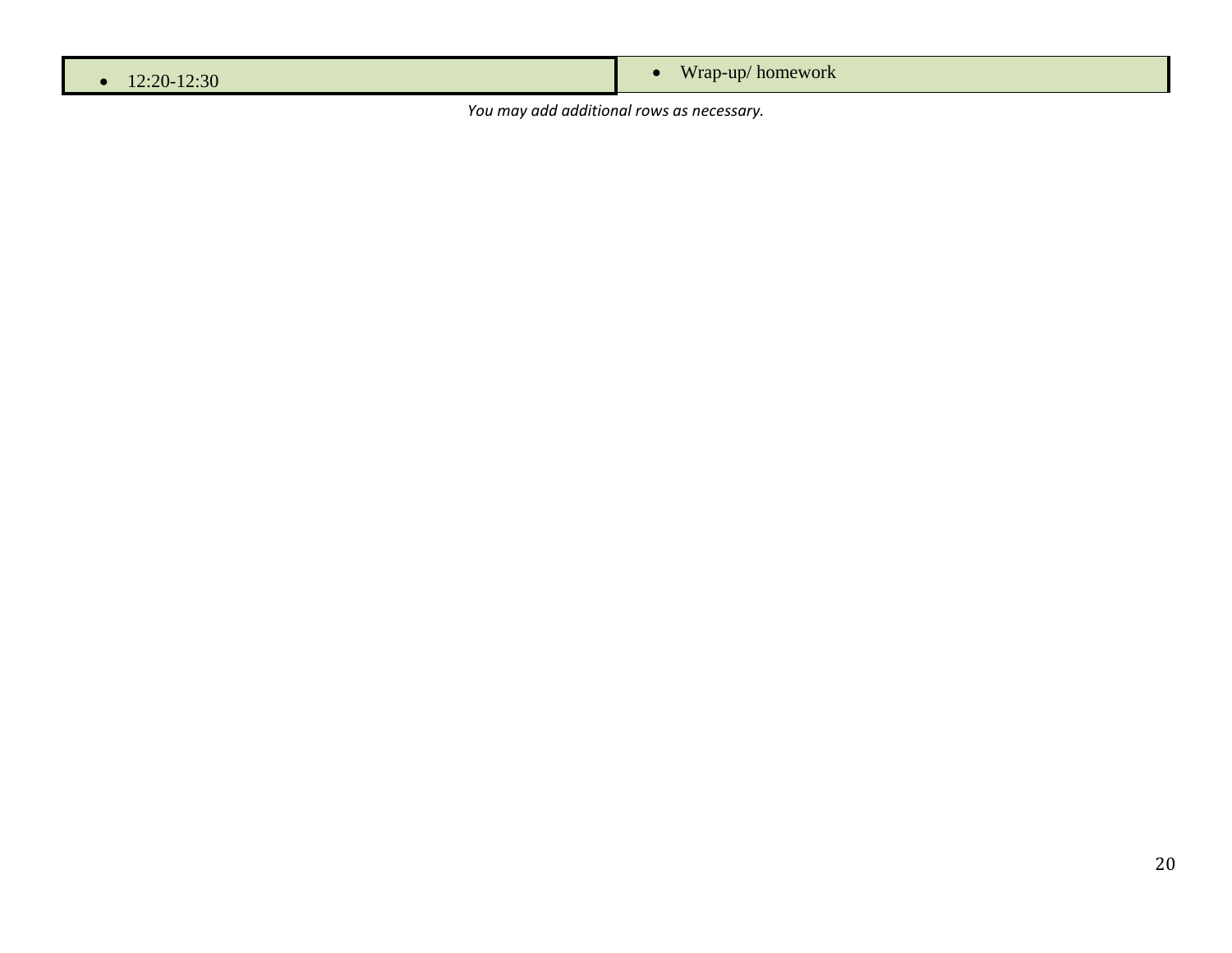| | |
|---|---|
| • 12:20-12:30 | • Wrap-up/ homework |

*You may add additional rows as necessary.*